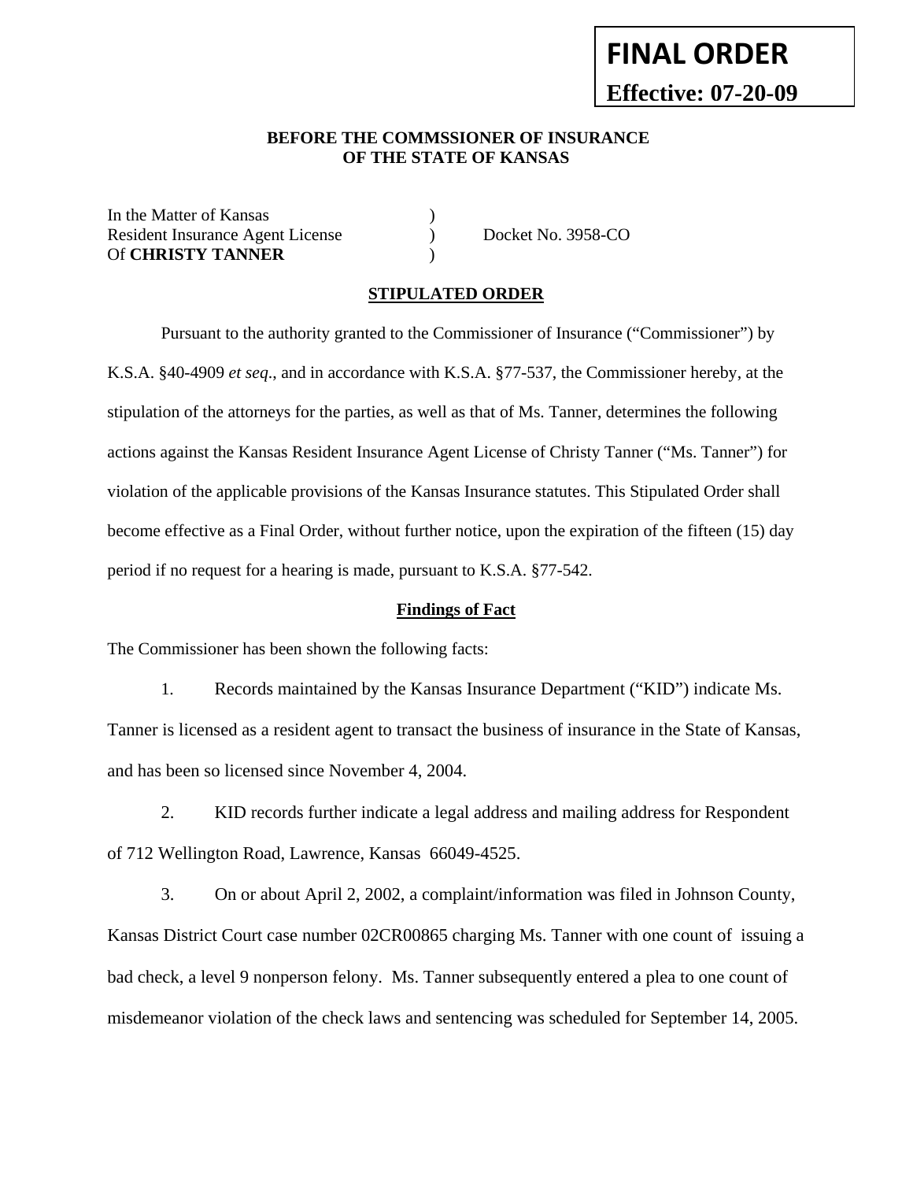**FINAL ORDER**

**Effective: 07-20-09**

**BEFORE THE COMMSSIONER OF INSURANCE**
**OF THE STATE OF KANSAS**

In the Matter of Kansas )
Resident Insurance Agent License ) Docket No. 3958-CO
Of **CHRISTY TANNER** )

**STIPULATED ORDER**

Pursuant to the authority granted to the Commissioner of Insurance ("Commissioner") by K.S.A. §40-4909 *et seq*., and in accordance with K.S.A. §77-537, the Commissioner hereby, at the stipulation of the attorneys for the parties, as well as that of Ms. Tanner, determines the following actions against the Kansas Resident Insurance Agent License of Christy Tanner ("Ms. Tanner") for violation of the applicable provisions of the Kansas Insurance statutes. This Stipulated Order shall become effective as a Final Order, without further notice, upon the expiration of the fifteen (15) day period if no request for a hearing is made, pursuant to K.S.A. §77-542.

**Findings of Fact**

The Commissioner has been shown the following facts:

1. Records maintained by the Kansas Insurance Department ("KID") indicate Ms. Tanner is licensed as a resident agent to transact the business of insurance in the State of Kansas, and has been so licensed since November 4, 2004.

2. KID records further indicate a legal address and mailing address for Respondent of 712 Wellington Road, Lawrence, Kansas 66049-4525.

3. On or about April 2, 2002, a complaint/information was filed in Johnson County, Kansas District Court case number 02CR00865 charging Ms. Tanner with one count of issuing a bad check, a level 9 nonperson felony. Ms. Tanner subsequently entered a plea to one count of misdemeanor violation of the check laws and sentencing was scheduled for September 14, 2005.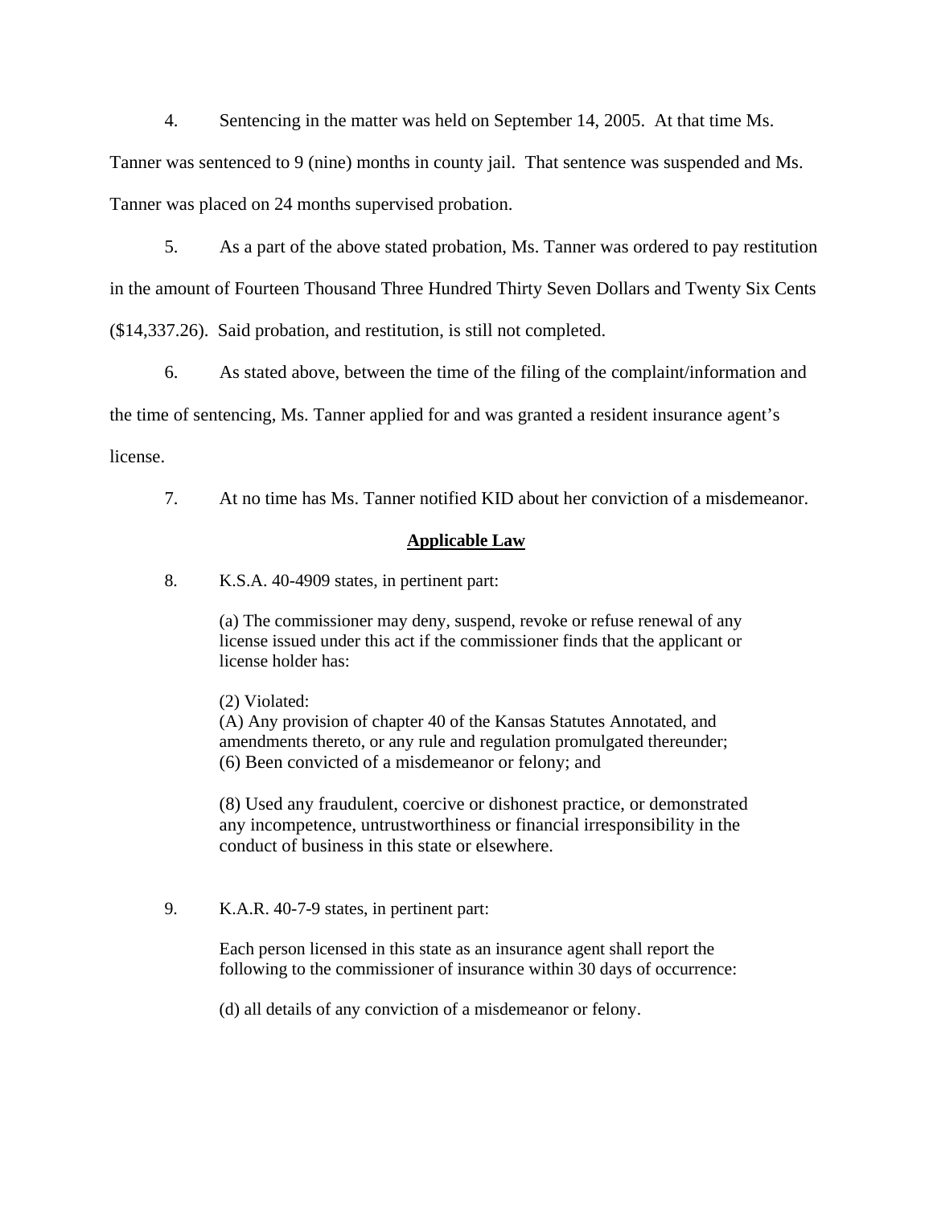4. Sentencing in the matter was held on September 14, 2005. At that time Ms. Tanner was sentenced to 9 (nine) months in county jail. That sentence was suspended and Ms. Tanner was placed on 24 months supervised probation.

5. As a part of the above stated probation, Ms. Tanner was ordered to pay restitution in the amount of Fourteen Thousand Three Hundred Thirty Seven Dollars and Twenty Six Cents ($14,337.26). Said probation, and restitution, is still not completed.

6. As stated above, between the time of the filing of the complaint/information and the time of sentencing, Ms. Tanner applied for and was granted a resident insurance agent's license.

7. At no time has Ms. Tanner notified KID about her conviction of a misdemeanor.

## Applicable Law

8. K.S.A. 40-4909 states, in pertinent part:

> (a) The commissioner may deny, suspend, revoke or refuse renewal of any license issued under this act if the commissioner finds that the applicant or license holder has:
>
> (2) Violated:
> (A) Any provision of chapter 40 of the Kansas Statutes Annotated, and amendments thereto, or any rule and regulation promulgated thereunder;
> (6) Been convicted of a misdemeanor or felony; and
>
> (8) Used any fraudulent, coercive or dishonest practice, or demonstrated any incompetence, untrustworthiness or financial irresponsibility in the conduct of business in this state or elsewhere.

9. K.A.R. 40-7-9 states, in pertinent part:

> Each person licensed in this state as an insurance agent shall report the following to the commissioner of insurance within 30 days of occurrence:
>
> (d) all details of any conviction of a misdemeanor or felony.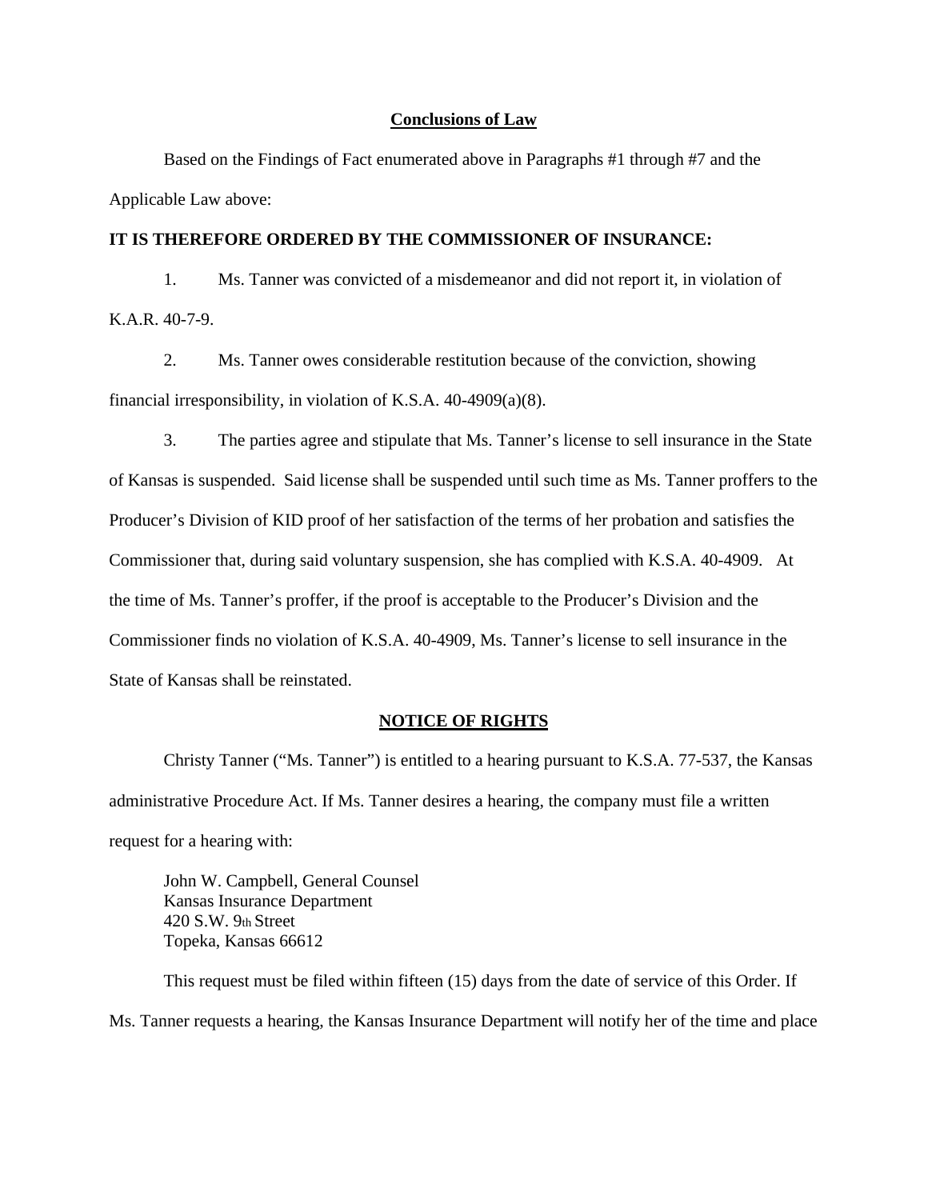## Conclusions of Law

Based on the Findings of Fact enumerated above in Paragraphs #1 through #7 and the Applicable Law above:

**IT IS THEREFORE ORDERED BY THE COMMISSIONER OF INSURANCE:**

1. Ms. Tanner was convicted of a misdemeanor and did not report it, in violation of K.A.R. 40-7-9.

2. Ms. Tanner owes considerable restitution because of the conviction, showing financial irresponsibility, in violation of K.S.A. 40-4909(a)(8).

3. The parties agree and stipulate that Ms. Tanner's license to sell insurance in the State of Kansas is suspended. Said license shall be suspended until such time as Ms. Tanner proffers to the Producer's Division of KID proof of her satisfaction of the terms of her probation and satisfies the Commissioner that, during said voluntary suspension, she has complied with K.S.A. 40-4909. At the time of Ms. Tanner's proffer, if the proof is acceptable to the Producer's Division and the Commissioner finds no violation of K.S.A. 40-4909, Ms. Tanner's license to sell insurance in the State of Kansas shall be reinstated.

## NOTICE OF RIGHTS

Christy Tanner ("Ms. Tanner") is entitled to a hearing pursuant to K.S.A. 77-537, the Kansas administrative Procedure Act. If Ms. Tanner desires a hearing, the company must file a written request for a hearing with:

John W. Campbell, General Counsel
Kansas Insurance Department
420 S.W. 9th Street
Topeka, Kansas 66612

This request must be filed within fifteen (15) days from the date of service of this Order. If Ms. Tanner requests a hearing, the Kansas Insurance Department will notify her of the time and place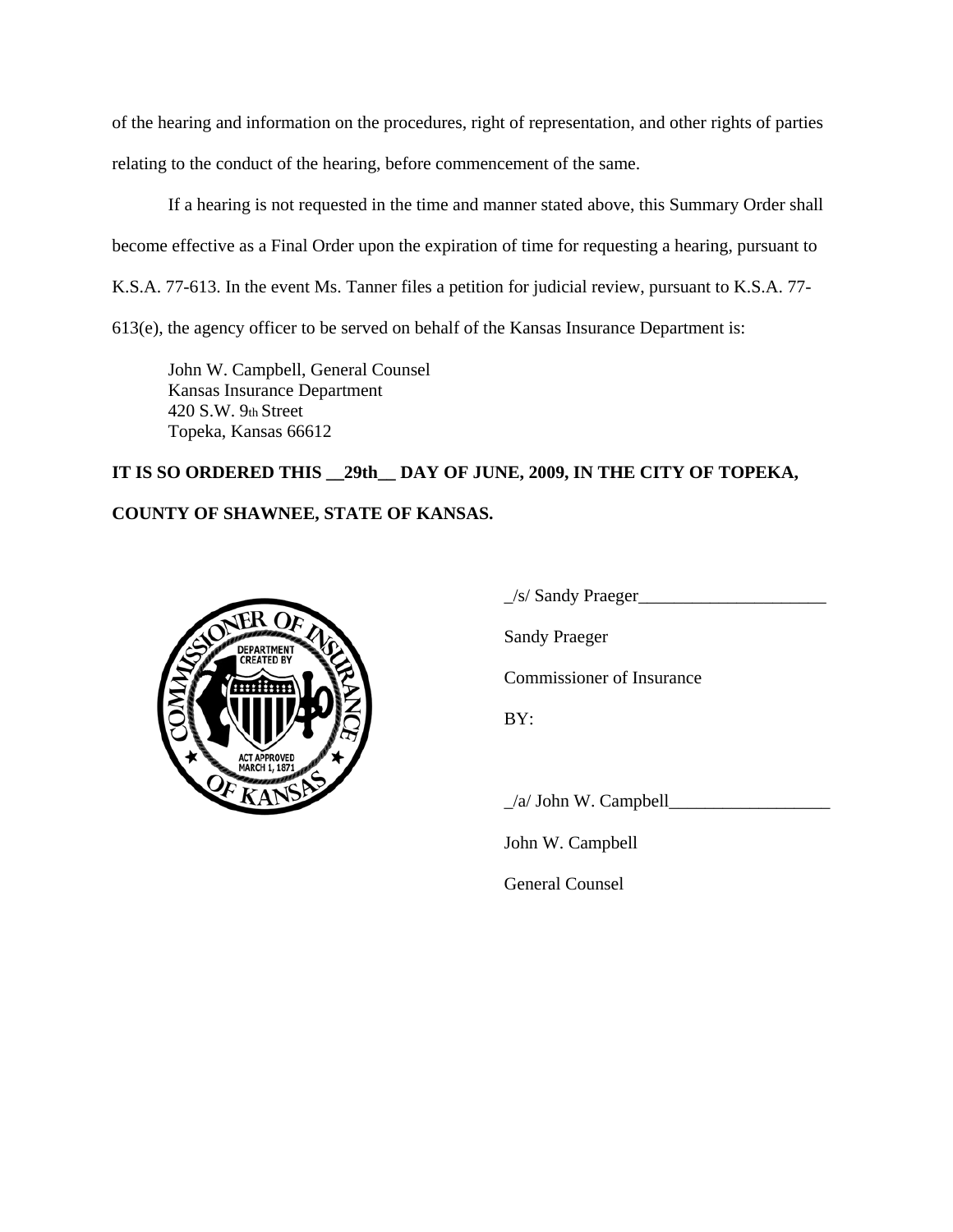of the hearing and information on the procedures, right of representation, and other rights of parties relating to the conduct of the hearing, before commencement of the same.

If a hearing is not requested in the time and manner stated above, this Summary Order shall become effective as a Final Order upon the expiration of time for requesting a hearing, pursuant to K.S.A. 77-613. In the event Ms. Tanner files a petition for judicial review, pursuant to K.S.A. 77-613(e), the agency officer to be served on behalf of the Kansas Insurance Department is:

John W. Campbell, General Counsel
Kansas Insurance Department
420 S.W. 9th Street
Topeka, Kansas 66612

**IT IS SO ORDERED THIS __29th__ DAY OF JUNE, 2009, IN THE CITY OF TOPEKA, COUNTY OF SHAWNEE, STATE OF KANSAS.**

_/s/ Sandy Praeger_____________________

Sandy Praeger

Commissioner of Insurance

BY:

_/a/ John W. Campbell__________________

John W. Campbell

General Counsel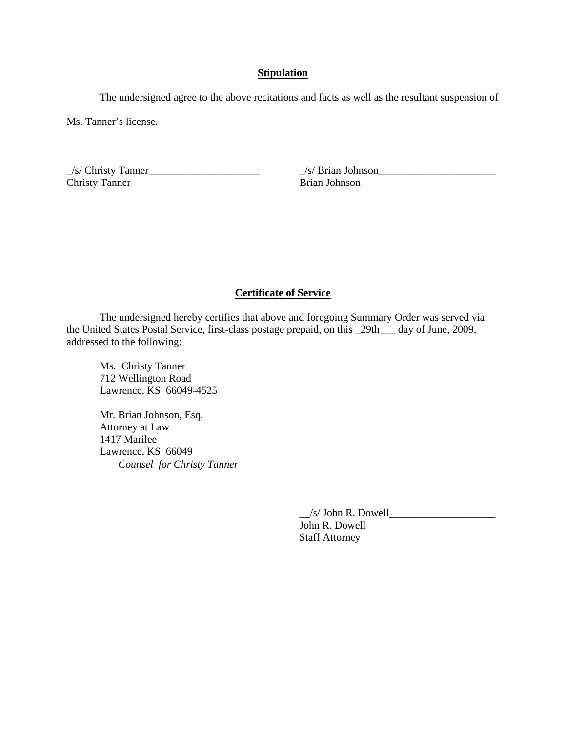**Stipulation**

The undersigned agree to the above recitations and facts as well as the resultant suspension of Ms. Tanner's license.

_/s/ Christy Tanner_____________________
Christy Tanner

_/s/ Brian Johnson______________________
Brian Johnson

**Certificate of Service**

The undersigned hereby certifies that above and foregoing Summary Order was served via the United States Postal Service, first-class postage prepaid, on this _29th___ day of June, 2009, addressed to the following:

Ms. Christy Tanner
712 Wellington Road
Lawrence, KS 66049-4525

Mr. Brian Johnson, Esq.
Attorney at Law
1417 Marilee
Lawrence, KS 66049
*Counsel for Christy Tanner*

__/s/ John R. Dowell____________________
John R. Dowell
Staff Attorney